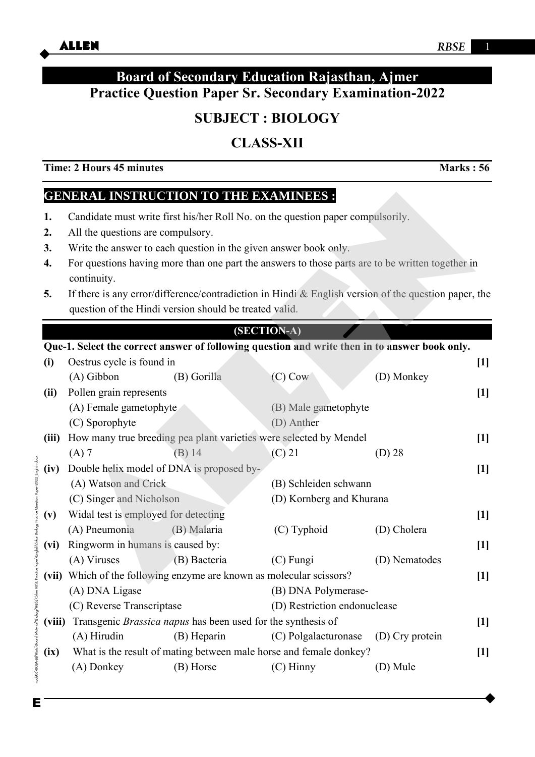# Board of Secondary Education Rajasthan, Ajmer

## Practice Question Paper Sr. Secondary Examination-2022

## SUBJECT : BIOLOGY

## CLASS-XII

**Time: 2 Hours 45 minutes** **Marks : 56**

### GENERAL INSTRUCTION TO THE EXAMINEES :

1. Candidate must write first his/her Roll No. on the question paper compulsorily.
2. All the questions are compulsory.
3. Write the answer to each question in the given answer book only.
4. For questions having more than one part the answers to those parts are to be written together in continuity.
5. If there is any error/difference/contradiction in Hindi & English version of the question paper, the question of the Hindi version should be treated valid.

### (SECTION-A)

**Que-1. Select the correct answer of following question and write then in to answer book only.**

**(i)** Oestrus cycle is found in **[1]**

(A) Gibbon (B) Gorilla (C) Cow (D) Monkey

**(ii)** Pollen grain represents **[1]**

(A) Female gametophyte (B) Male gametophyte

(C) Sporophyte (D) Anther

**(iii)** How many true breeding pea plant varieties were selected by Mendel **[1]**

(A) 7 (B) 14 (C) 21 (D) 28

**(iv)** Double helix model of DNA is proposed by- **[1]**

(A) Watson and Crick (B) Schleiden schwann

(C) Singer and Nicholson (D) Kornberg and Khurana

**(v)** Widal test is employed for detecting **[1]**

(A) Pneumonia (B) Malaria (C) Typhoid (D) Cholera

**(vi)** Ringworm in humans is caused by: **[1]**

(A) Viruses (B) Bacteria (C) Fungi (D) Nematodes

**(vii)** Which of the following enzyme are known as molecular scissors? **[1]**

(A) DNA Ligase (B) DNA Polymerase-

(C) Reverse Transcriptase (D) Restriction endonuclease

**(viii)** Transgenic *Brassica napus* has been used for the synthesis of **[1]**

(A) Hirudin (B) Heparin (C) Polgalacturonase (D) Cry protein

**(ix)** What is the result of mating between male horse and female donkey? **[1]**

(A) Donkey (B) Horse (C) Hinny (D) Mule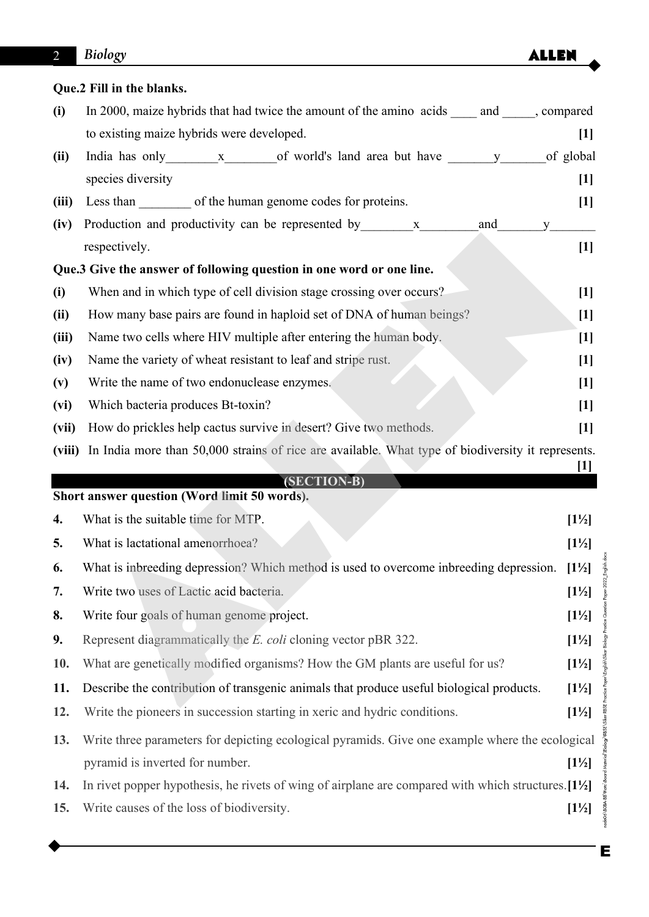**Que.2 Fill in the blanks.**

**(i)** In 2000, maize hybrids that had twice the amount of the amino acids ____ and _____, compared to existing maize hybrids were developed. **[1]**

**(ii)** India has only________x________of world's land area but have _______y_______of global species diversity **[1]**

**(iii)** Less than ________ of the human genome codes for proteins. **[1]**

**(iv)** Production and productivity can be represented by________x_________and_______y_______ respectively. **[1]**

**Que.3 Give the answer of following question in one word or one line.**

**(i)** When and in which type of cell division stage crossing over occurs? **[1]**

**(ii)** How many base pairs are found in haploid set of DNA of human beings? **[1]**

**(iii)** Name two cells where HIV multiple after entering the human body. **[1]**

**(iv)** Name the variety of wheat resistant to leaf and stripe rust. **[1]**

**(v)** Write the name of two endonuclease enzymes. **[1]**

**(vi)** Which bacteria produces Bt-toxin? **[1]**

**(vii)** How do prickles help cactus survive in desert? Give two methods. **[1]**

**(viii)** In India more than 50,000 strains of rice are available. What type of biodiversity it represents. **[1]**

## (SECTION-B)

**Short answer question (Word limit 50 words).**

**4.** What is the suitable time for MTP. **[1½]**

**5.** What is lactational amenorrhoea? **[1½]**

**6.** What is inbreeding depression? Which method is used to overcome inbreeding depression. **[1½]**

**7.** Write two uses of Lactic acid bacteria. **[1½]**

**8.** Write four goals of human genome project. **[1½]**

**9.** Represent diagrammatically the *E. coli* cloning vector pBR 322. **[1½]**

**10.** What are genetically modified organisms? How the GM plants are useful for us? **[1½]**

**11.** Describe the contribution of transgenic animals that produce useful biological products. **[1½]**

**12.** Write the pioneers in succession starting in xeric and hydric conditions. **[1½]**

**13.** Write three parameters for depicting ecological pyramids. Give one example where the ecological pyramid is inverted for number. **[1½]**

**14.** In rivet popper hypothesis, he rivets of wing of airplane are compared with which structures. **[1½]**

**15.** Write causes of the loss of biodiversity. **[1½]**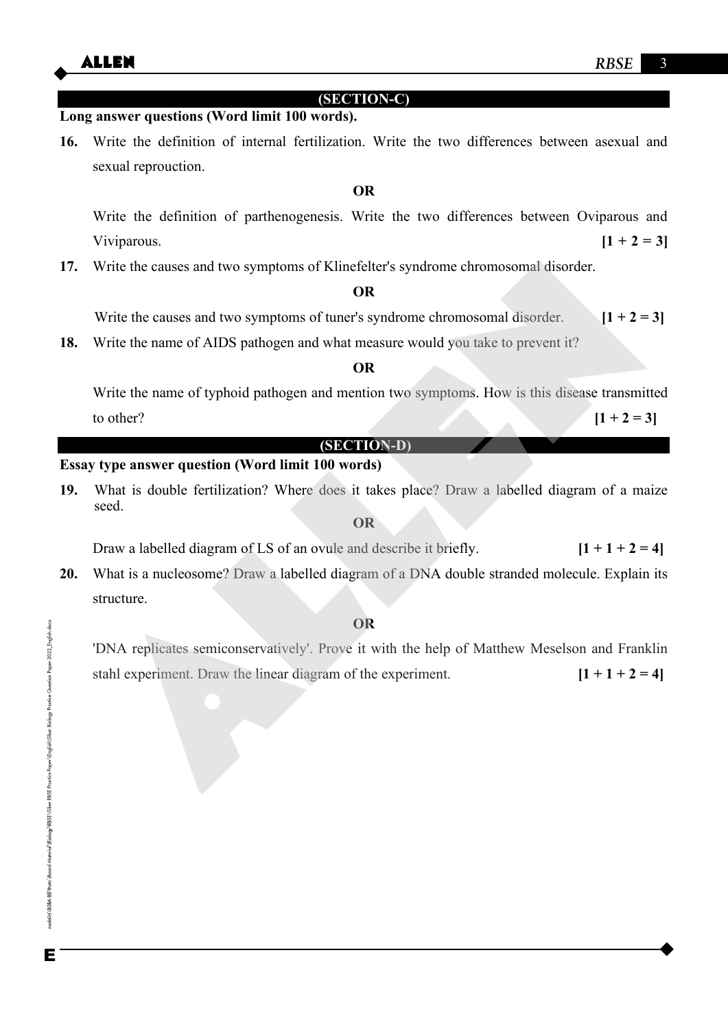## (SECTION-C)

**Long answer questions (Word limit 100 words).**

**16.** Write the definition of internal fertilization. Write the two differences between asexual and sexual reprouction.

**OR**

Write the definition of parthenogenesis. Write the two differences between Oviparous and Viviparous. **[1 + 2 = 3]**

**17.** Write the causes and two symptoms of Klinefelter's syndrome chromosomal disorder.

**OR**

Write the causes and two symptoms of tuner's syndrome chromosomal disorder. **[1 + 2 = 3]**

**18.** Write the name of AIDS pathogen and what measure would you take to prevent it?

**OR**

Write the name of typhoid pathogen and mention two symptoms. How is this disease transmitted to other? **[1 + 2 = 3]**

## (SECTION-D)

**Essay type answer question (Word limit 100 words)**

**19.** What is double fertilization? Where does it takes place? Draw a labelled diagram of a maize seed.

**OR**

Draw a labelled diagram of LS of an ovule and describe it briefly. **[1 + 1 + 2 = 4]**

**20.** What is a nucleosome? Draw a labelled diagram of a DNA double stranded molecule. Explain its structure.

**OR**

'DNA replicates semiconservatively'. Prove it with the help of Matthew Meselson and Franklin stahl experiment. Draw the linear diagram of the experiment. **[1 + 1 + 2 = 4]**